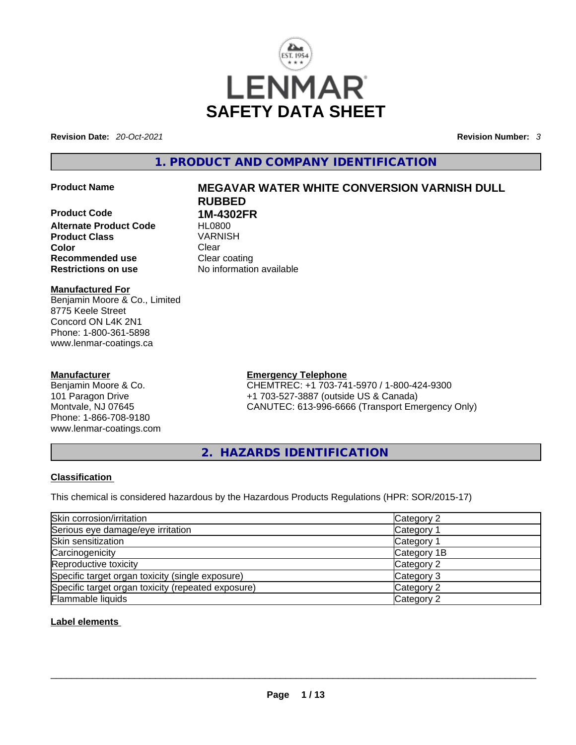# LENMAR SAFETY DATA SHEET

**Revision Date:** *20-Oct-2021* **Revision Number:** *3*

## 1. PRODUCT AND COMPANY IDENTIFICATION

| | |
|---|---|
| **Product Name** | **MEGAVAR WATER WHITE CONVERSION VARNISH DULL RUBBED** |
| **Product Code** | **1M-4302FR** |
| **Alternate Product Code** | HL0800 |
| **Product Class** | VARNISH |
| **Color** | Clear |
| **Recommended use** | Clear coating |
| **Restrictions on use** | No information available |

**Manufactured For**
Benjamin Moore & Co., Limited
8775 Keele Street
Concord ON L4K 2N1
Phone: 1-800-361-5898
www.lenmar-coatings.ca

**Manufacturer**
Benjamin Moore & Co.
101 Paragon Drive
Montvale, NJ 07645
Phone: 1-866-708-9180
www.lenmar-coatings.com

**Emergency Telephone**
CHEMTREC: +1 703-741-5970 / 1-800-424-9300
+1 703-527-3887 (outside US & Canada)
CANUTEC: 613-996-6666 (Transport Emergency Only)

## 2. HAZARDS IDENTIFICATION

**Classification**

This chemical is considered hazardous by the Hazardous Products Regulations (HPR: SOR/2015-17)

| | |
|---|---|
| Skin corrosion/irritation | Category 2 |
| Serious eye damage/eye irritation | Category 1 |
| Skin sensitization | Category 1 |
| Carcinogenicity | Category 1B |
| Reproductive toxicity | Category 2 |
| Specific target organ toxicity (single exposure) | Category 3 |
| Specific target organ toxicity (repeated exposure) | Category 2 |
| Flammable liquids | Category 2 |

**Label elements**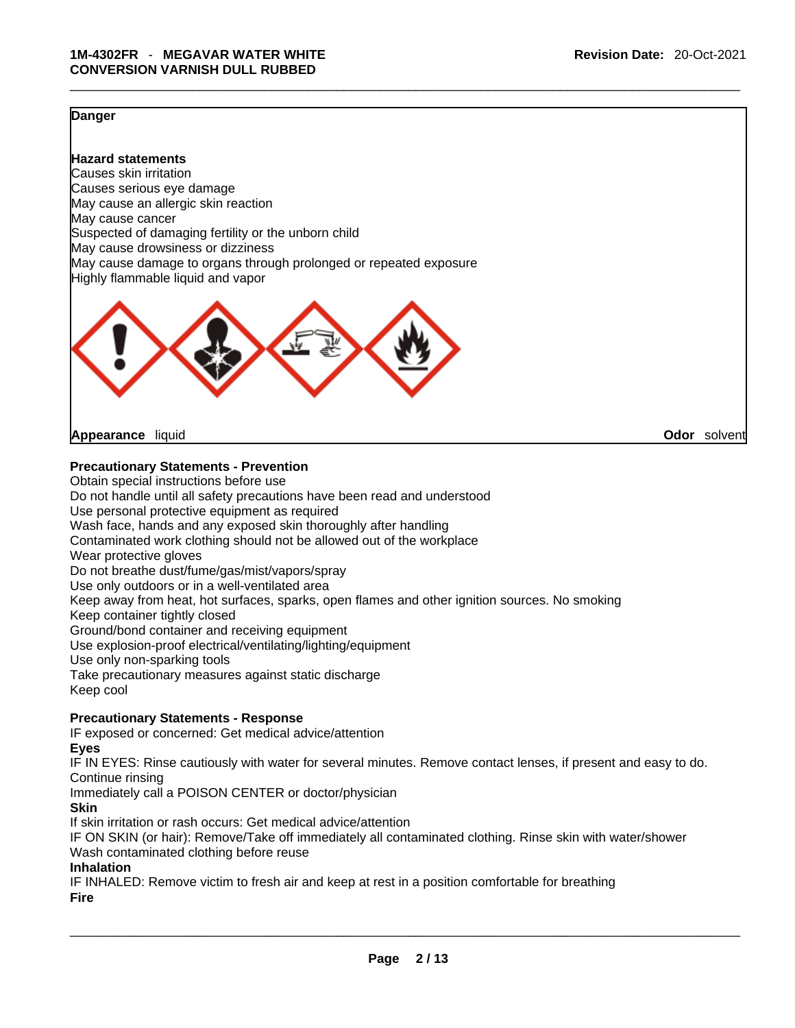**Danger**

**Hazard statements**
Causes skin irritation
Causes serious eye damage
May cause an allergic skin reaction
May cause cancer
Suspected of damaging fertility or the unborn child
May cause drowsiness or dizziness
May cause damage to organs through prolonged or repeated exposure
Highly flammable liquid and vapor

**Appearance** liquid **Odor** solvent

**Precautionary Statements - Prevention**
Obtain special instructions before use
Do not handle until all safety precautions have been read and understood
Use personal protective equipment as required
Wash face, hands and any exposed skin thoroughly after handling
Contaminated work clothing should not be allowed out of the workplace
Wear protective gloves
Do not breathe dust/fume/gas/mist/vapors/spray
Use only outdoors or in a well-ventilated area
Keep away from heat, hot surfaces, sparks, open flames and other ignition sources. No smoking
Keep container tightly closed
Ground/bond container and receiving equipment
Use explosion-proof electrical/ventilating/lighting/equipment
Use only non-sparking tools
Take precautionary measures against static discharge
Keep cool

**Precautionary Statements - Response**
IF exposed or concerned: Get medical advice/attention
**Eyes**
IF IN EYES: Rinse cautiously with water for several minutes. Remove contact lenses, if present and easy to do. Continue rinsing
Immediately call a POISON CENTER or doctor/physician
**Skin**
If skin irritation or rash occurs: Get medical advice/attention
IF ON SKIN (or hair): Remove/Take off immediately all contaminated clothing. Rinse skin with water/shower
Wash contaminated clothing before reuse
**Inhalation**
IF INHALED: Remove victim to fresh air and keep at rest in a position comfortable for breathing
**Fire**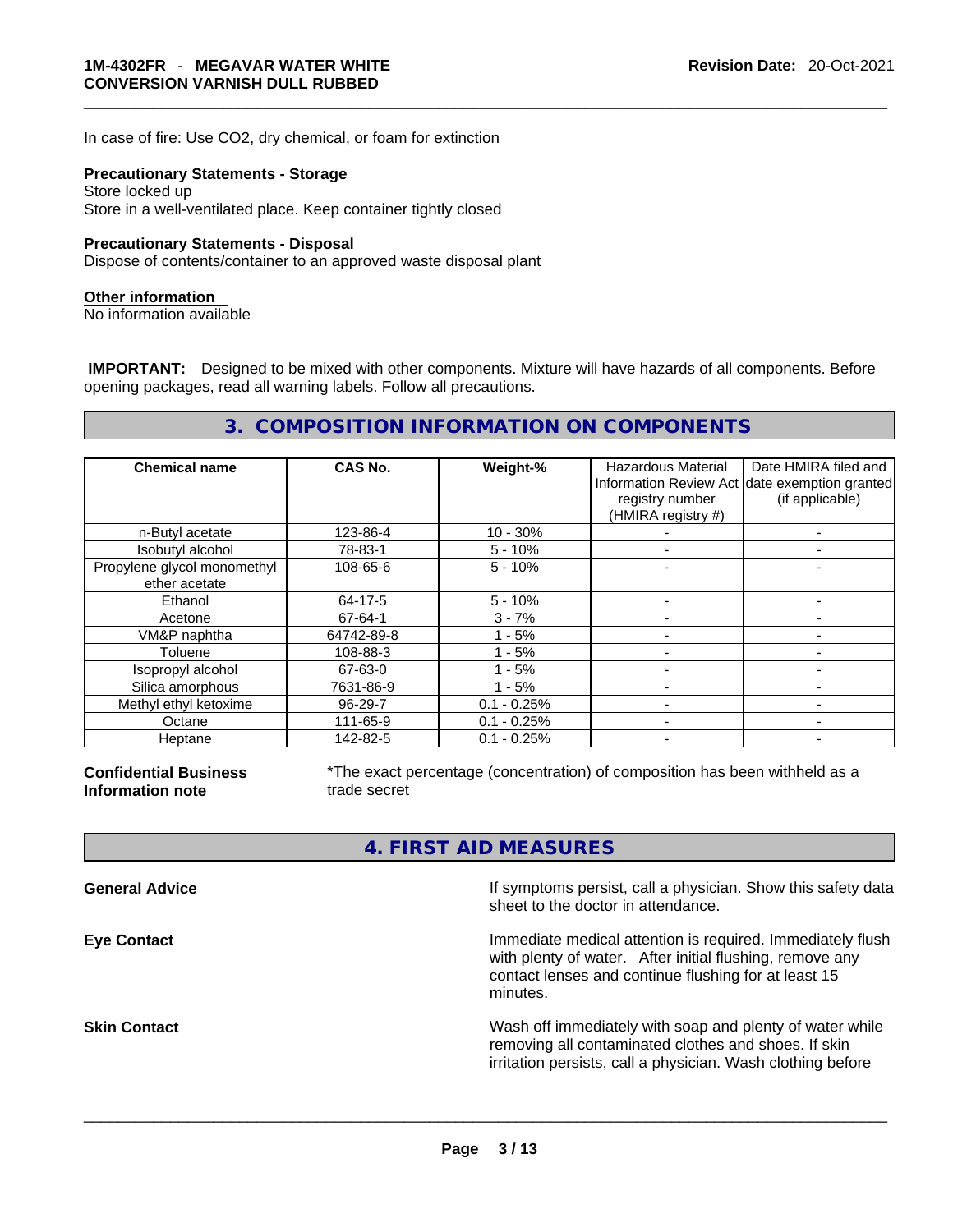In case of fire: Use CO2, dry chemical, or foam for extinction

**Precautionary Statements - Storage**

Store locked up

Store in a well-ventilated place. Keep container tightly closed

**Precautionary Statements - Disposal**

Dispose of contents/container to an approved waste disposal plant

**Other information**

No information available

**IMPORTANT:** Designed to be mixed with other components. Mixture will have hazards of all components. Before opening packages, read all warning labels. Follow all precautions.

## 3. COMPOSITION INFORMATION ON COMPONENTS

| Chemical name | CAS No. | Weight-% | Hazardous Material Information Review Act registry number (HMIRA registry #) | Date HMIRA filed and date exemption granted (if applicable) |
|---|---|---|---|---|
| n-Butyl acetate | 123-86-4 | 10 - 30% | - | - |
| Isobutyl alcohol | 78-83-1 | 5 - 10% | - | - |
| Propylene glycol monomethyl ether acetate | 108-65-6 | 5 - 10% | - | - |
| Ethanol | 64-17-5 | 5 - 10% | - | - |
| Acetone | 67-64-1 | 3 - 7% | - | - |
| VM&P naphtha | 64742-89-8 | 1 - 5% | - | - |
| Toluene | 108-88-3 | 1 - 5% | - | - |
| Isopropyl alcohol | 67-63-0 | 1 - 5% | - | - |
| Silica amorphous | 7631-86-9 | 1 - 5% | - | - |
| Methyl ethyl ketoxime | 96-29-7 | 0.1 - 0.25% | - | - |
| Octane | 111-65-9 | 0.1 - 0.25% | - | - |
| Heptane | 142-82-5 | 0.1 - 0.25% | - | - |

**Confidential Business Information note**

*The exact percentage (concentration) of composition has been withheld as a trade secret

## 4. FIRST AID MEASURES

**General Advice**

If symptoms persist, call a physician. Show this safety data sheet to the doctor in attendance.

**Eye Contact**

Immediate medical attention is required. Immediately flush with plenty of water. After initial flushing, remove any contact lenses and continue flushing for at least 15 minutes.

**Skin Contact**

Wash off immediately with soap and plenty of water while removing all contaminated clothes and shoes. If skin irritation persists, call a physician. Wash clothing before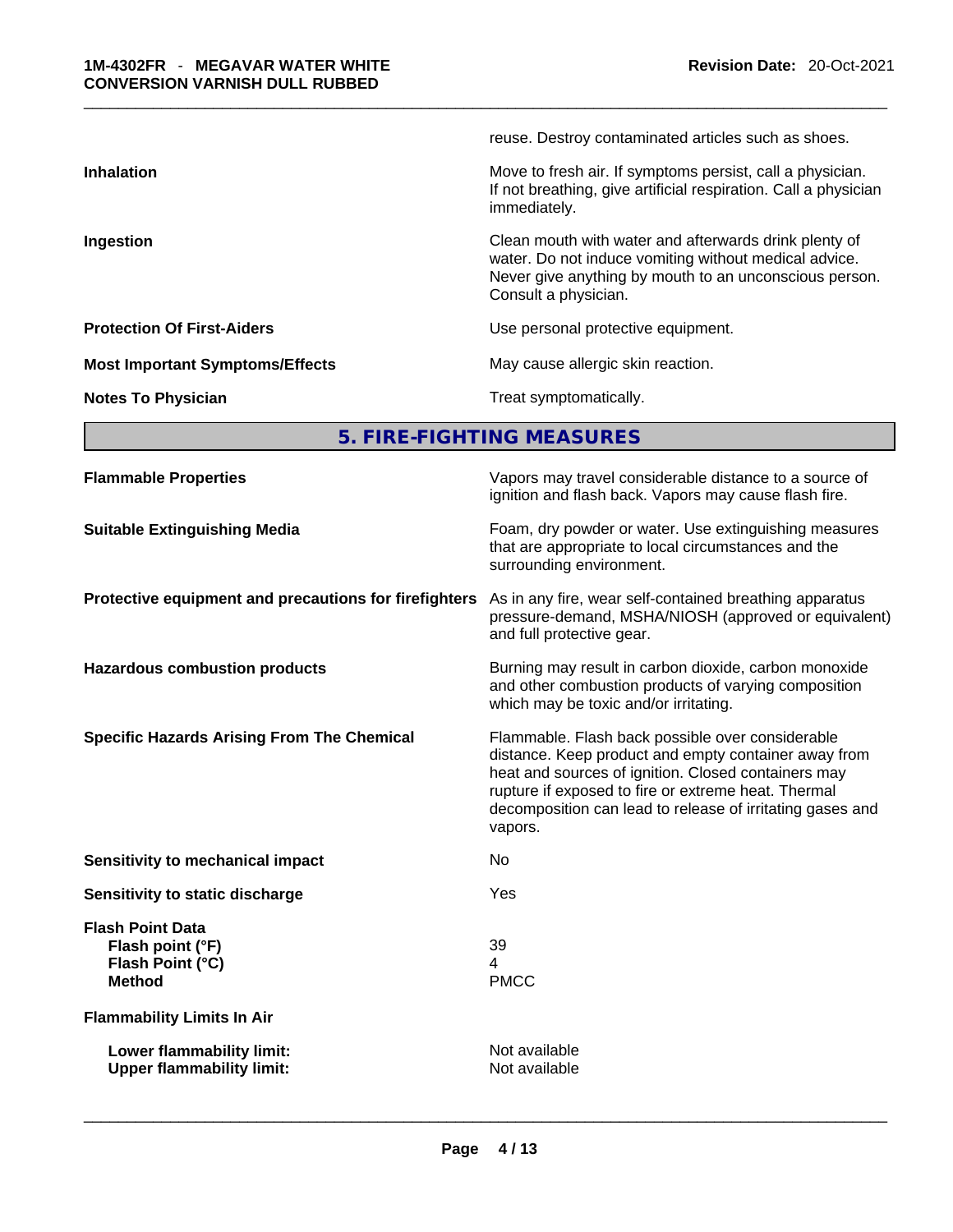| | |
|---|---|
| | reuse. Destroy contaminated articles such as shoes. |
| **Inhalation** | Move to fresh air. If symptoms persist, call a physician. If not breathing, give artificial respiration. Call a physician immediately. |
| **Ingestion** | Clean mouth with water and afterwards drink plenty of water. Do not induce vomiting without medical advice. Never give anything by mouth to an unconscious person. Consult a physician. |
| **Protection Of First-Aiders** | Use personal protective equipment. |
| **Most Important Symptoms/Effects** | May cause allergic skin reaction. |
| **Notes To Physician** | Treat symptomatically. |

## 5. FIRE-FIGHTING MEASURES

| | |
|---|---|
| **Flammable Properties** | Vapors may travel considerable distance to a source of ignition and flash back. Vapors may cause flash fire. |
| **Suitable Extinguishing Media** | Foam, dry powder or water. Use extinguishing measures that are appropriate to local circumstances and the surrounding environment. |
| **Protective equipment and precautions for firefighters** | As in any fire, wear self-contained breathing apparatus pressure-demand, MSHA/NIOSH (approved or equivalent) and full protective gear. |
| **Hazardous combustion products** | Burning may result in carbon dioxide, carbon monoxide and other combustion products of varying composition which may be toxic and/or irritating. |
| **Specific Hazards Arising From The Chemical** | Flammable. Flash back possible over considerable distance. Keep product and empty container away from heat and sources of ignition. Closed containers may rupture if exposed to fire or extreme heat. Thermal decomposition can lead to release of irritating gases and vapors. |
| **Sensitivity to mechanical impact** | No |
| **Sensitivity to static discharge** | Yes |

**Flash Point Data**

| | |
|---|---|
| **Flash point (°F)** | 39 |
| **Flash Point (°C)** | 4 |
| **Method** | PMCC |

**Flammability Limits In Air**

| | |
|---|---|
| **Lower flammability limit:** | Not available |
| **Upper flammability limit:** | Not available |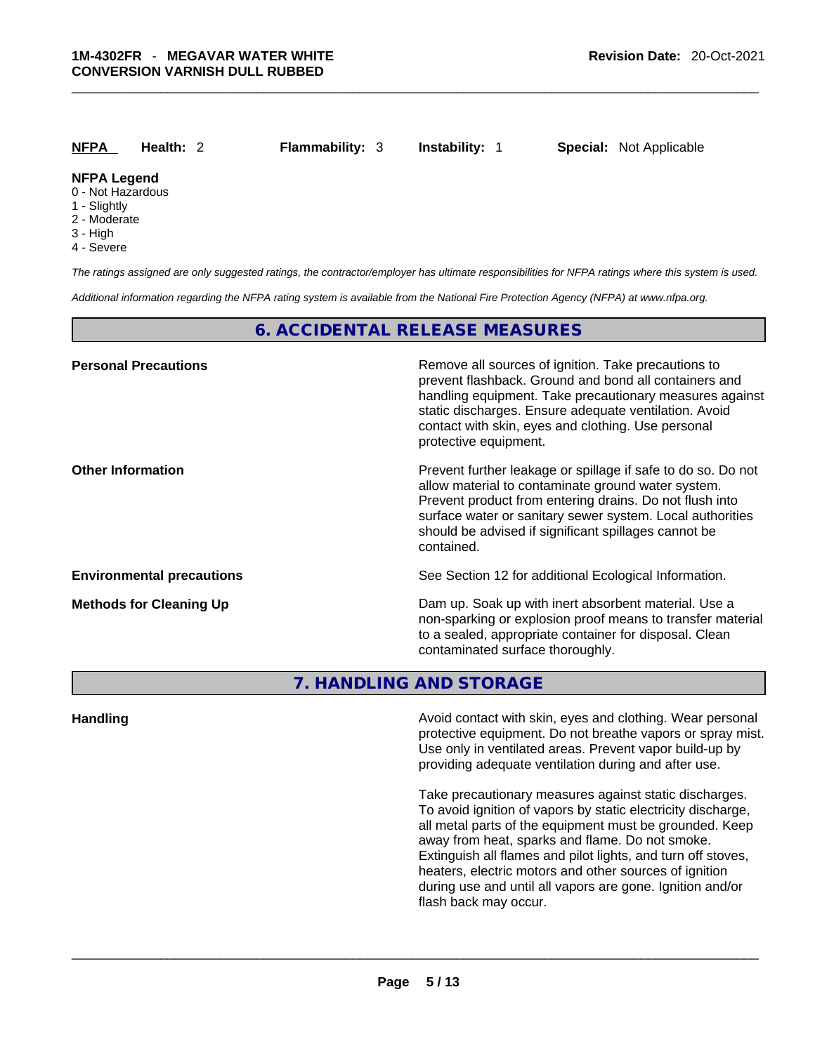| **NFPA** | **Health:** 2 | **Flammability:** 3 | **Instability:** 1 | **Special:** Not Applicable |
|---|---|---|---|---|

**NFPA Legend**
- 0 - Not Hazardous
- 1 - Slightly
- 2 - Moderate
- 3 - High
- 4 - Severe

*The ratings assigned are only suggested ratings, the contractor/employer has ultimate responsibilities for NFPA ratings where this system is used.*

*Additional information regarding the NFPA rating system is available from the National Fire Protection Agency (NFPA) at www.nfpa.org.*

## 6. ACCIDENTAL RELEASE MEASURES

**Personal Precautions**

Remove all sources of ignition. Take precautions to prevent flashback. Ground and bond all containers and handling equipment. Take precautionary measures against static discharges. Ensure adequate ventilation. Avoid contact with skin, eyes and clothing. Use personal protective equipment.

**Other Information**

Prevent further leakage or spillage if safe to do so. Do not allow material to contaminate ground water system. Prevent product from entering drains. Do not flush into surface water or sanitary sewer system. Local authorities should be advised if significant spillages cannot be contained.

**Environmental precautions**

See Section 12 for additional Ecological Information.

**Methods for Cleaning Up**

Dam up. Soak up with inert absorbent material. Use a non-sparking or explosion proof means to transfer material to a sealed, appropriate container for disposal. Clean contaminated surface thoroughly.

## 7. HANDLING AND STORAGE

**Handling**

Avoid contact with skin, eyes and clothing. Wear personal protective equipment. Do not breathe vapors or spray mist. Use only in ventilated areas. Prevent vapor build-up by providing adequate ventilation during and after use.

Take precautionary measures against static discharges. To avoid ignition of vapors by static electricity discharge, all metal parts of the equipment must be grounded. Keep away from heat, sparks and flame. Do not smoke. Extinguish all flames and pilot lights, and turn off stoves, heaters, electric motors and other sources of ignition during use and until all vapors are gone. Ignition and/or flash back may occur.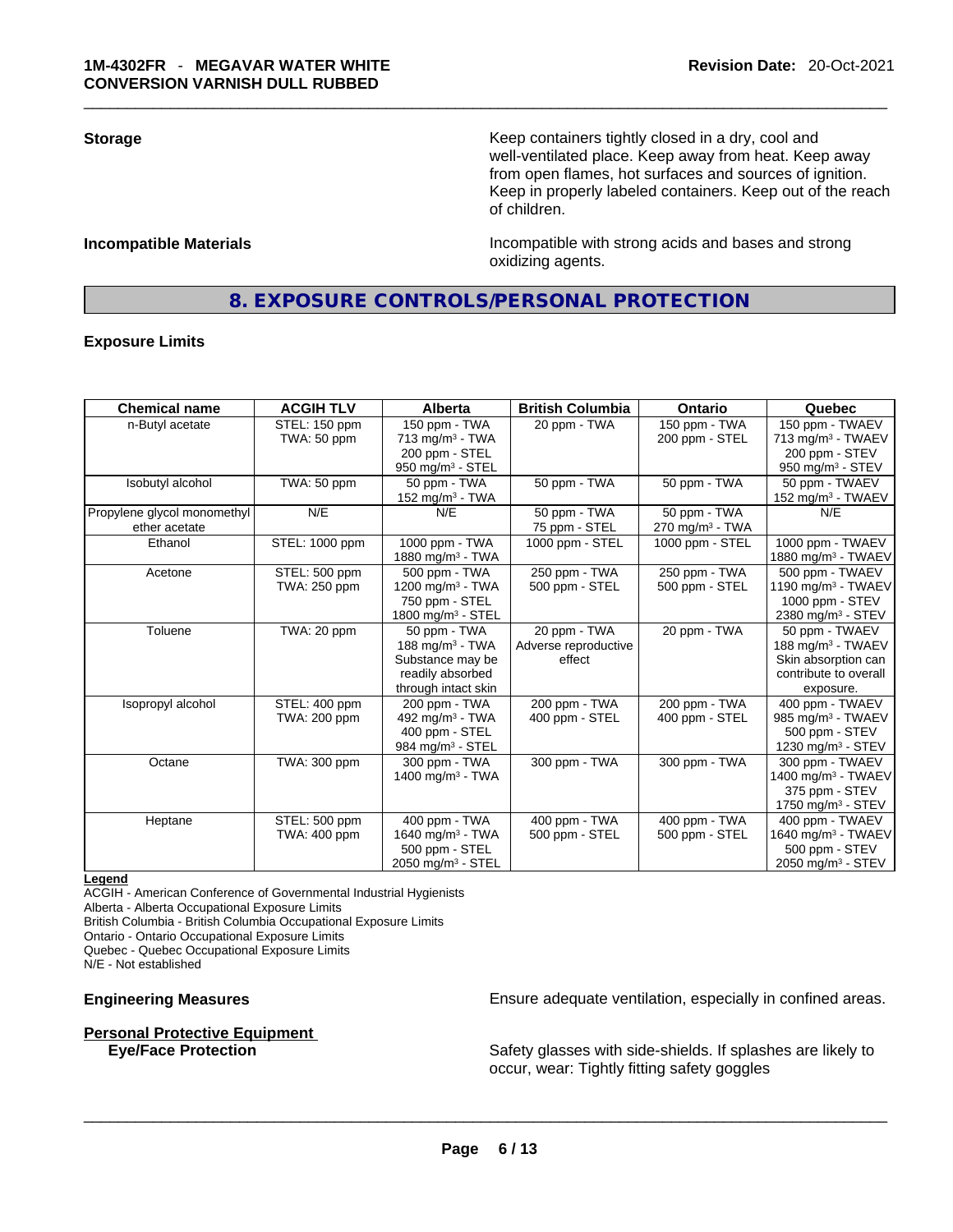**Storage** Keep containers tightly closed in a dry, cool and well-ventilated place. Keep away from heat. Keep away from open flames, hot surfaces and sources of ignition. Keep in properly labeled containers. Keep out of the reach of children.

**Incompatible Materials** Incompatible with strong acids and bases and strong oxidizing agents.

## 8. EXPOSURE CONTROLS/PERSONAL PROTECTION

### Exposure Limits

| Chemical name | ACGIH TLV | Alberta | British Columbia | Ontario | Quebec |
|---|---|---|---|---|---|
| n-Butyl acetate | STEL: 150 ppm<br>TWA: 50 ppm | 150 ppm - TWA<br>713 mg/m³ - TWA<br>200 ppm - STEL<br>950 mg/m³ - STEL | 20 ppm - TWA | 150 ppm - TWA<br>200 ppm - STEL | 150 ppm - TWAEV<br>713 mg/m³ - TWAEV<br>200 ppm - STEV<br>950 mg/m³ - STEV |
| Isobutyl alcohol | TWA: 50 ppm | 50 ppm - TWA<br>152 mg/m³ - TWA | 50 ppm - TWA | 50 ppm - TWA | 50 ppm - TWAEV<br>152 mg/m³ - TWAEV |
| Propylene glycol monomethyl ether acetate | N/E | N/E | 50 ppm - TWA<br>75 ppm - STEL | 50 ppm - TWA<br>270 mg/m³ - TWA | N/E |
| Ethanol | STEL: 1000 ppm | 1000 ppm - TWA<br>1880 mg/m³ - TWA | 1000 ppm - STEL | 1000 ppm - STEL | 1000 ppm - TWAEV<br>1880 mg/m³ - TWAEV |
| Acetone | STEL: 500 ppm<br>TWA: 250 ppm | 500 ppm - TWA<br>1200 mg/m³ - TWA<br>750 ppm - STEL<br>1800 mg/m³ - STEL | 250 ppm - TWA<br>500 ppm - STEL | 250 ppm - TWA<br>500 ppm - STEL | 500 ppm - TWAEV<br>1190 mg/m³ - TWAEV<br>1000 ppm - STEV<br>2380 mg/m³ - STEV |
| Toluene | TWA: 20 ppm | 50 ppm - TWA<br>188 mg/m³ - TWA<br>Substance may be readily absorbed through intact skin | 20 ppm - TWA<br>Adverse reproductive effect | 20 ppm - TWA | 50 ppm - TWAEV<br>188 mg/m³ - TWAEV<br>Skin absorption can contribute to overall exposure. |
| Isopropyl alcohol | STEL: 400 ppm<br>TWA: 200 ppm | 200 ppm - TWA<br>492 mg/m³ - TWA<br>400 ppm - STEL<br>984 mg/m³ - STEL | 200 ppm - TWA<br>400 ppm - STEL | 200 ppm - TWA<br>400 ppm - STEL | 400 ppm - TWAEV<br>985 mg/m³ - TWAEV<br>500 ppm - STEV<br>1230 mg/m³ - STEV |
| Octane | TWA: 300 ppm | 300 ppm - TWA<br>1400 mg/m³ - TWA | 300 ppm - TWA | 300 ppm - TWA | 300 ppm - TWAEV<br>1400 mg/m³ - TWAEV<br>375 ppm - STEV<br>1750 mg/m³ - STEV |
| Heptane | STEL: 500 ppm<br>TWA: 400 ppm | 400 ppm - TWA<br>1640 mg/m³ - TWA<br>500 ppm - STEL<br>2050 mg/m³ - STEL | 400 ppm - TWA<br>500 ppm - STEL | 400 ppm - TWA<br>500 ppm - STEL | 400 ppm - TWAEV<br>1640 mg/m³ - TWAEV<br>500 ppm - STEV<br>2050 mg/m³ - STEV |

**Legend**
ACGIH - American Conference of Governmental Industrial Hygienists
Alberta - Alberta Occupational Exposure Limits
British Columbia - British Columbia Occupational Exposure Limits
Ontario - Ontario Occupational Exposure Limits
Quebec - Quebec Occupational Exposure Limits
N/E - Not established

**Engineering Measures** Ensure adequate ventilation, especially in confined areas.

**Personal Protective Equipment**

**Eye/Face Protection** Safety glasses with side-shields. If splashes are likely to occur, wear: Tightly fitting safety goggles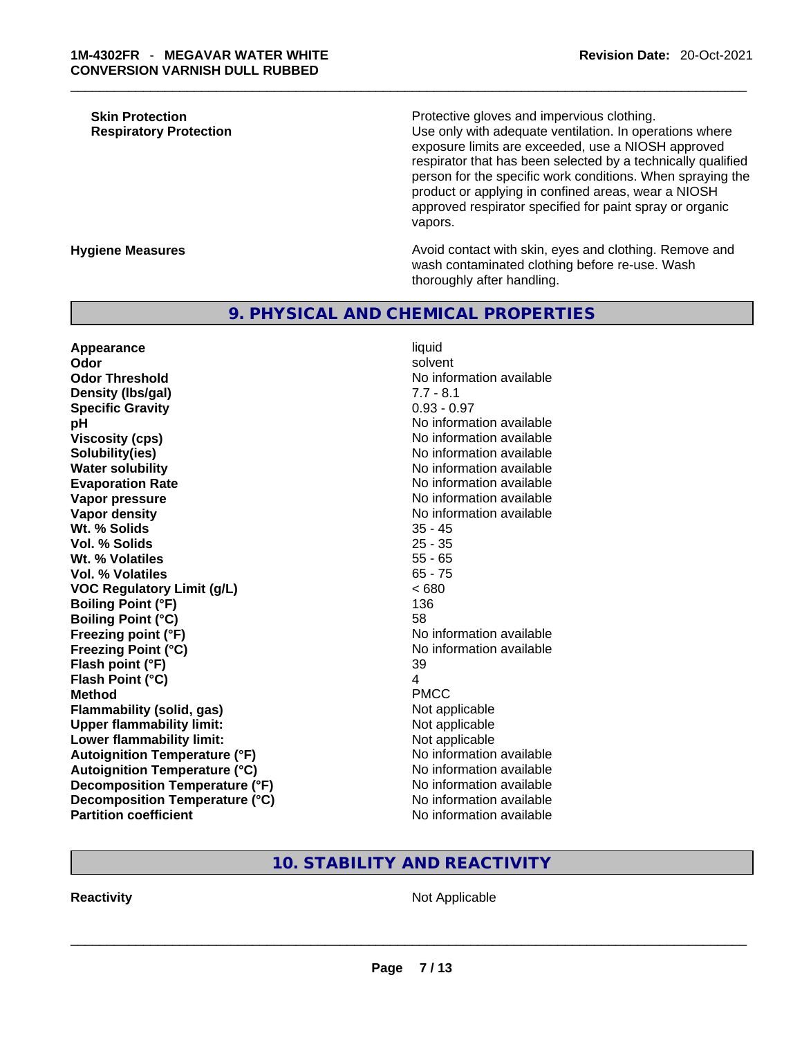| | |
|---|---|
| **Skin Protection** | Protective gloves and impervious clothing. |
| **Respiratory Protection** | Use only with adequate ventilation. In operations where exposure limits are exceeded, use a NIOSH approved respirator that has been selected by a technically qualified person for the specific work conditions. When spraying the product or applying in confined areas, wear a NIOSH approved respirator specified for paint spray or organic vapors. |
| **Hygiene Measures** | Avoid contact with skin, eyes and clothing. Remove and wash contaminated clothing before re-use. Wash thoroughly after handling. |

## 9. PHYSICAL AND CHEMICAL PROPERTIES

| | |
|---|---|
| **Appearance** | liquid |
| **Odor** | solvent |
| **Odor Threshold** | No information available |
| **Density (lbs/gal)** | 7.7 - 8.1 |
| **Specific Gravity** | 0.93 - 0.97 |
| **pH** | No information available |
| **Viscosity (cps)** | No information available |
| **Solubility(ies)** | No information available |
| **Water solubility** | No information available |
| **Evaporation Rate** | No information available |
| **Vapor pressure** | No information available |
| **Vapor density** | No information available |
| **Wt. % Solids** | 35 - 45 |
| **Vol. % Solids** | 25 - 35 |
| **Wt. % Volatiles** | 55 - 65 |
| **Vol. % Volatiles** | 65 - 75 |
| **VOC Regulatory Limit (g/L)** | < 680 |
| **Boiling Point (°F)** | 136 |
| **Boiling Point (°C)** | 58 |
| **Freezing point (°F)** | No information available |
| **Freezing Point (°C)** | No information available |
| **Flash point (°F)** | 39 |
| **Flash Point (°C)** | 4 |
| **Method** | PMCC |
| **Flammability (solid, gas)** | Not applicable |
| **Upper flammability limit:** | Not applicable |
| **Lower flammability limit:** | Not applicable |
| **Autoignition Temperature (°F)** | No information available |
| **Autoignition Temperature (°C)** | No information available |
| **Decomposition Temperature (°F)** | No information available |
| **Decomposition Temperature (°C)** | No information available |
| **Partition coefficient** | No information available |

## 10. STABILITY AND REACTIVITY

| | |
|---|---|
| **Reactivity** | Not Applicable |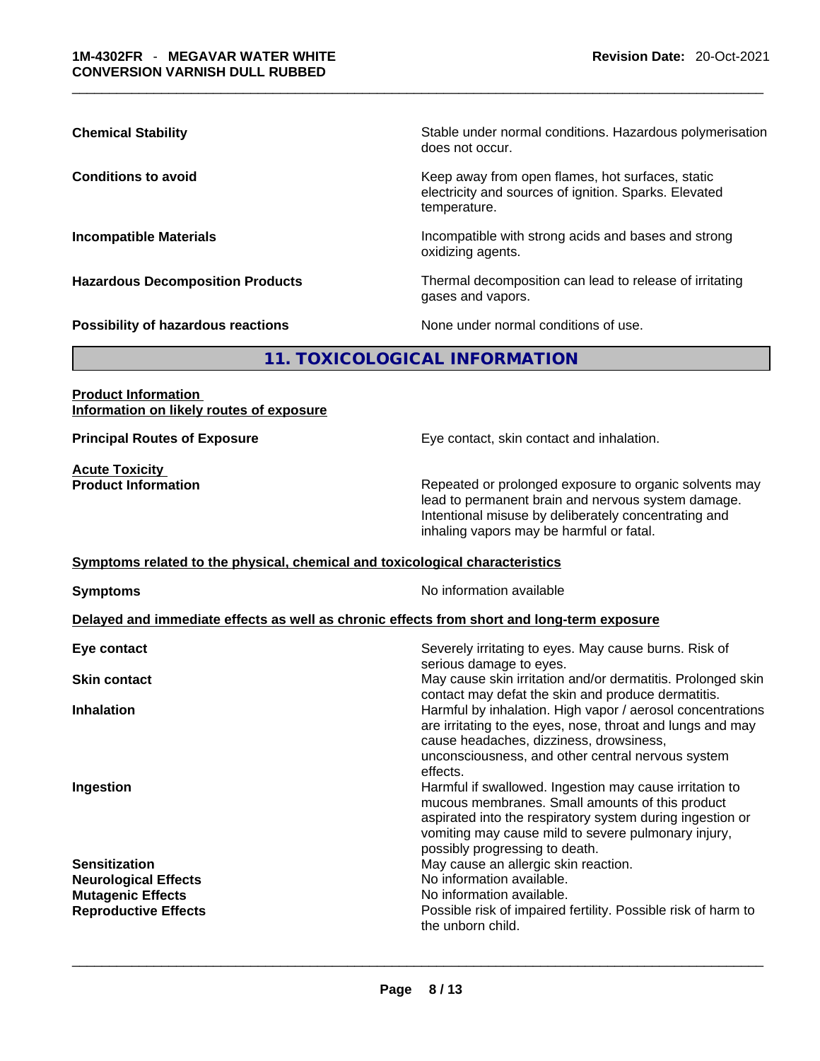| | |
|---|---|
| **Chemical Stability** | Stable under normal conditions. Hazardous polymerisation does not occur. |
| **Conditions to avoid** | Keep away from open flames, hot surfaces, static electricity and sources of ignition. Sparks. Elevated temperature. |
| **Incompatible Materials** | Incompatible with strong acids and bases and strong oxidizing agents. |
| **Hazardous Decomposition Products** | Thermal decomposition can lead to release of irritating gases and vapors. |
| **Possibility of hazardous reactions** | None under normal conditions of use. |

## 11. TOXICOLOGICAL INFORMATION

**Product Information**
**Information on likely routes of exposure**

| | |
|---|---|
| **Principal Routes of Exposure** | Eye contact, skin contact and inhalation. |

**Acute Toxicity**

| | |
|---|---|
| **Product Information** | Repeated or prolonged exposure to organic solvents may lead to permanent brain and nervous system damage. Intentional misuse by deliberately concentrating and inhaling vapors may be harmful or fatal. |

**Symptoms related to the physical, chemical and toxicological characteristics**

| | |
|---|---|
| **Symptoms** | No information available |

**Delayed and immediate effects as well as chronic effects from short and long-term exposure**

| | |
|---|---|
| **Eye contact** | Severely irritating to eyes. May cause burns. Risk of serious damage to eyes. |
| **Skin contact** | May cause skin irritation and/or dermatitis. Prolonged skin contact may defat the skin and produce dermatitis. |
| **Inhalation** | Harmful by inhalation. High vapor / aerosol concentrations are irritating to the eyes, nose, throat and lungs and may cause headaches, dizziness, drowsiness, unconsciousness, and other central nervous system effects. |
| **Ingestion** | Harmful if swallowed. Ingestion may cause irritation to mucous membranes. Small amounts of this product aspirated into the respiratory system during ingestion or vomiting may cause mild to severe pulmonary injury, possibly progressing to death. |
| **Sensitization** | May cause an allergic skin reaction. |
| **Neurological Effects** | No information available. |
| **Mutagenic Effects** | No information available. |
| **Reproductive Effects** | Possible risk of impaired fertility. Possible risk of harm to the unborn child. |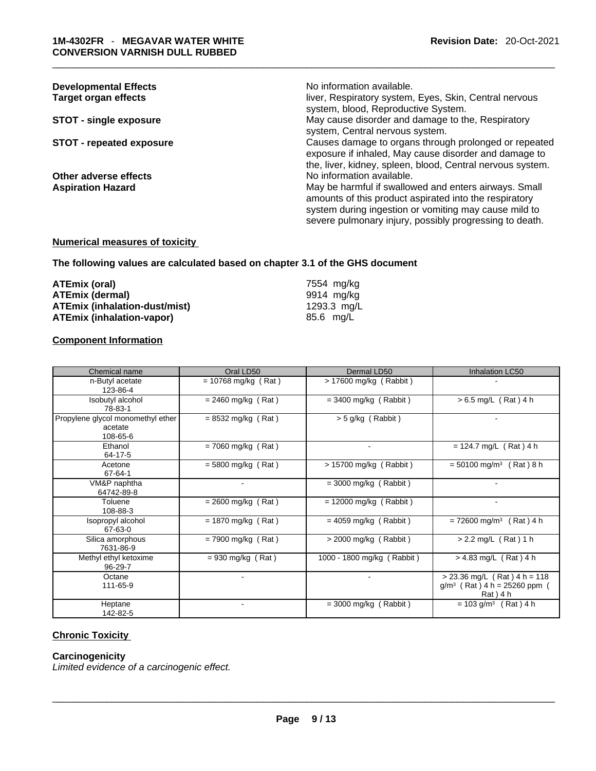**Developmental Effects** No information available.

**Target organ effects** liver, Respiratory system, Eyes, Skin, Central nervous system, blood, Reproductive System.

**STOT - single exposure** May cause disorder and damage to the, Respiratory system, Central nervous system.

**STOT - repeated exposure** Causes damage to organs through prolonged or repeated exposure if inhaled, May cause disorder and damage to the, liver, kidney, spleen, blood, Central nervous system.

**Other adverse effects** No information available.

**Aspiration Hazard** May be harmful if swallowed and enters airways. Small amounts of this product aspirated into the respiratory system during ingestion or vomiting may cause mild to severe pulmonary injury, possibly progressing to death.

**Numerical measures of toxicity**

**The following values are calculated based on chapter 3.1 of the GHS document**

| | |
|---|---|
| **ATEmix (oral)** | 7554 mg/kg |
| **ATEmix (dermal)** | 9914 mg/kg |
| **ATEmix (inhalation-dust/mist)** | 1293.3 mg/L |
| **ATEmix (inhalation-vapor)** | 85.6 mg/L |

**Component Information**

| Chemical name | Oral LD50 | Dermal LD50 | Inhalation LC50 |
|---|---|---|---|
| n-Butyl acetate<br>123-86-4 | = 10768 mg/kg ( Rat ) | > 17600 mg/kg ( Rabbit ) | - |
| Isobutyl alcohol<br>78-83-1 | = 2460 mg/kg ( Rat ) | = 3400 mg/kg ( Rabbit ) | > 6.5 mg/L ( Rat ) 4 h |
| Propylene glycol monomethyl ether acetate<br>108-65-6 | = 8532 mg/kg ( Rat ) | > 5 g/kg ( Rabbit ) | - |
| Ethanol<br>64-17-5 | = 7060 mg/kg ( Rat ) | - | = 124.7 mg/L ( Rat ) 4 h |
| Acetone<br>67-64-1 | = 5800 mg/kg ( Rat ) | > 15700 mg/kg ( Rabbit ) | = 50100 mg/m$^3$ ( Rat ) 8 h |
| VM&P naphtha<br>64742-89-8 | - | = 3000 mg/kg ( Rabbit ) | - |
| Toluene<br>108-88-3 | = 2600 mg/kg ( Rat ) | = 12000 mg/kg ( Rabbit ) | - |
| Isopropyl alcohol<br>67-63-0 | = 1870 mg/kg ( Rat ) | = 4059 mg/kg ( Rabbit ) | = 72600 mg/m$^3$ ( Rat ) 4 h |
| Silica amorphous<br>7631-86-9 | = 7900 mg/kg ( Rat ) | > 2000 mg/kg ( Rabbit ) | > 2.2 mg/L ( Rat ) 1 h |
| Methyl ethyl ketoxime<br>96-29-7 | = 930 mg/kg ( Rat ) | 1000 - 1800 mg/kg ( Rabbit ) | > 4.83 mg/L ( Rat ) 4 h |
| Octane<br>111-65-9 | - | - | > 23.36 mg/L ( Rat ) 4 h = 118 g/m$^3$ ( Rat ) 4 h = 25260 ppm ( Rat ) 4 h |
| Heptane<br>142-82-5 | - | = 3000 mg/kg ( Rabbit ) | = 103 g/m$^3$ ( Rat ) 4 h |

**Chronic Toxicity**

**Carcinogenicity**

*Limited evidence of a carcinogenic effect.*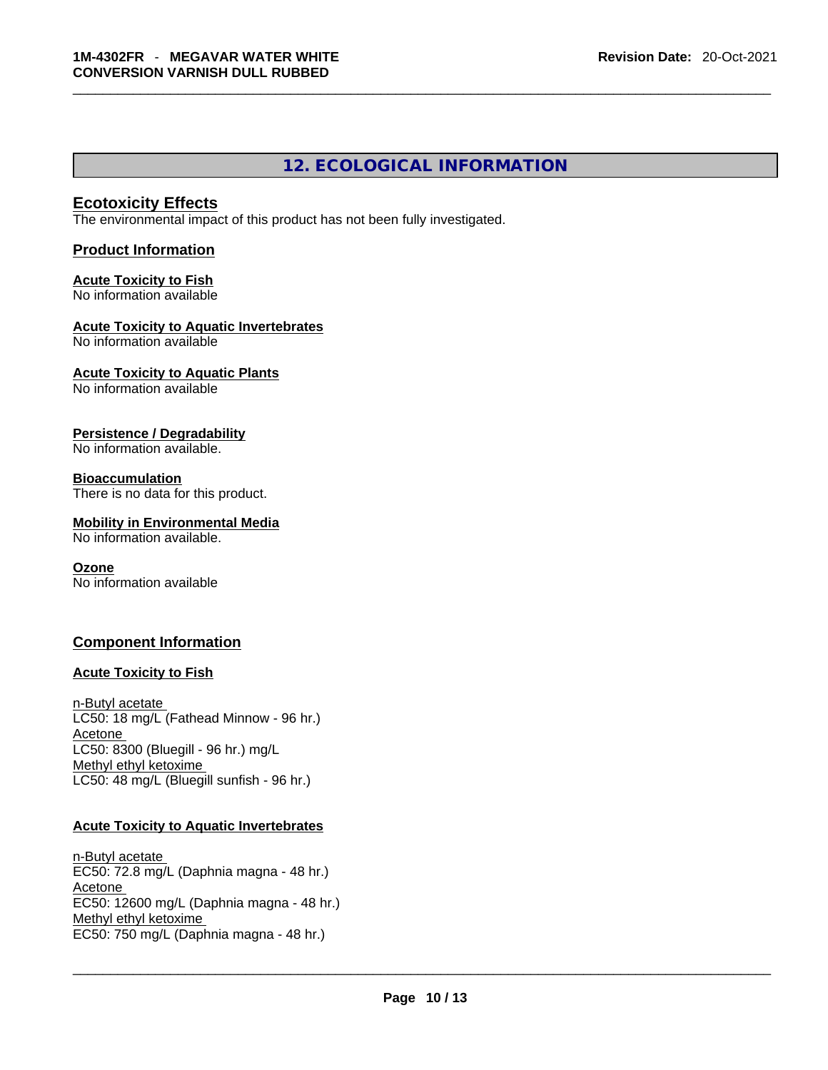## 12. ECOLOGICAL INFORMATION

### Ecotoxicity Effects

The environmental impact of this product has not been fully investigated.

### Product Information

**Acute Toxicity to Fish**
No information available

**Acute Toxicity to Aquatic Invertebrates**
No information available

**Acute Toxicity to Aquatic Plants**
No information available

**Persistence / Degradability**
No information available.

**Bioaccumulation**
There is no data for this product.

**Mobility in Environmental Media**
No information available.

**Ozone**
No information available

### Component Information

**Acute Toxicity to Fish**

n-Butyl acetate
LC50: 18 mg/L (Fathead Minnow - 96 hr.)
Acetone
LC50: 8300 (Bluegill - 96 hr.) mg/L
Methyl ethyl ketoxime
LC50: 48 mg/L (Bluegill sunfish - 96 hr.)

**Acute Toxicity to Aquatic Invertebrates**

n-Butyl acetate
EC50: 72.8 mg/L (Daphnia magna - 48 hr.)
Acetone
EC50: 12600 mg/L (Daphnia magna - 48 hr.)
Methyl ethyl ketoxime
EC50: 750 mg/L (Daphnia magna - 48 hr.)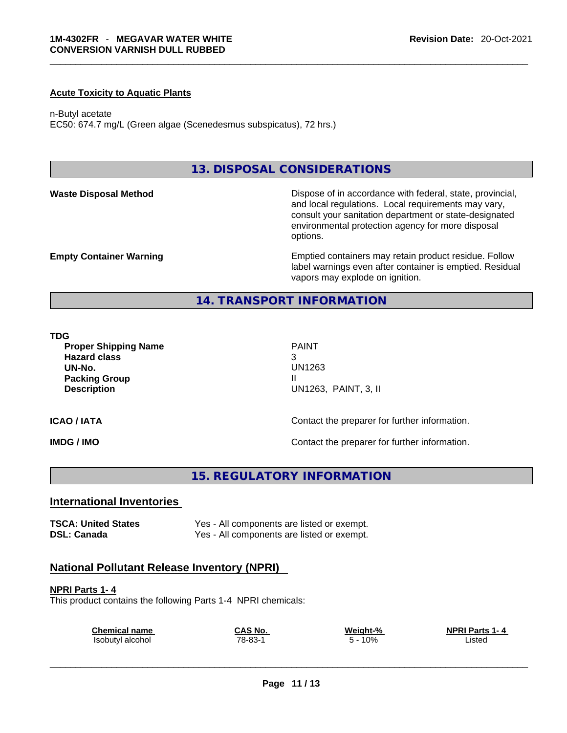**Acute Toxicity to Aquatic Plants**

n-Butyl acetate
EC50: 674.7 mg/L (Green algae (Scenedesmus subspicatus), 72 hrs.)

## 13. DISPOSAL CONSIDERATIONS

**Waste Disposal Method**

Dispose of in accordance with federal, state, provincial, and local regulations. Local requirements may vary, consult your sanitation department or state-designated environmental protection agency for more disposal options.

**Empty Container Warning**

Emptied containers may retain product residue. Follow label warnings even after container is emptied. Residual vapors may explode on ignition.

## 14. TRANSPORT INFORMATION

**TDG**

| | |
|---|---|
| **Proper Shipping Name** | PAINT |
| **Hazard class** | 3 |
| **UN-No.** | UN1263 |
| **Packing Group** | II |
| **Description** | UN1263, PAINT, 3, II |

**ICAO / IATA**

Contact the preparer for further information.

**IMDG / IMO**

Contact the preparer for further information.

## 15. REGULATORY INFORMATION

### International Inventories

| | |
|---|---|
| **TSCA: United States** | Yes - All components are listed or exempt. |
| **DSL: Canada** | Yes - All components are listed or exempt. |

### National Pollutant Release Inventory (NPRI)

**NPRI Parts 1- 4**

This product contains the following Parts 1-4 NPRI chemicals:

| Chemical name | CAS No. | Weight-% | NPRI Parts 1- 4 |
|---|---|---|---|
| Isobutyl alcohol | 78-83-1 | 5 - 10% | Listed |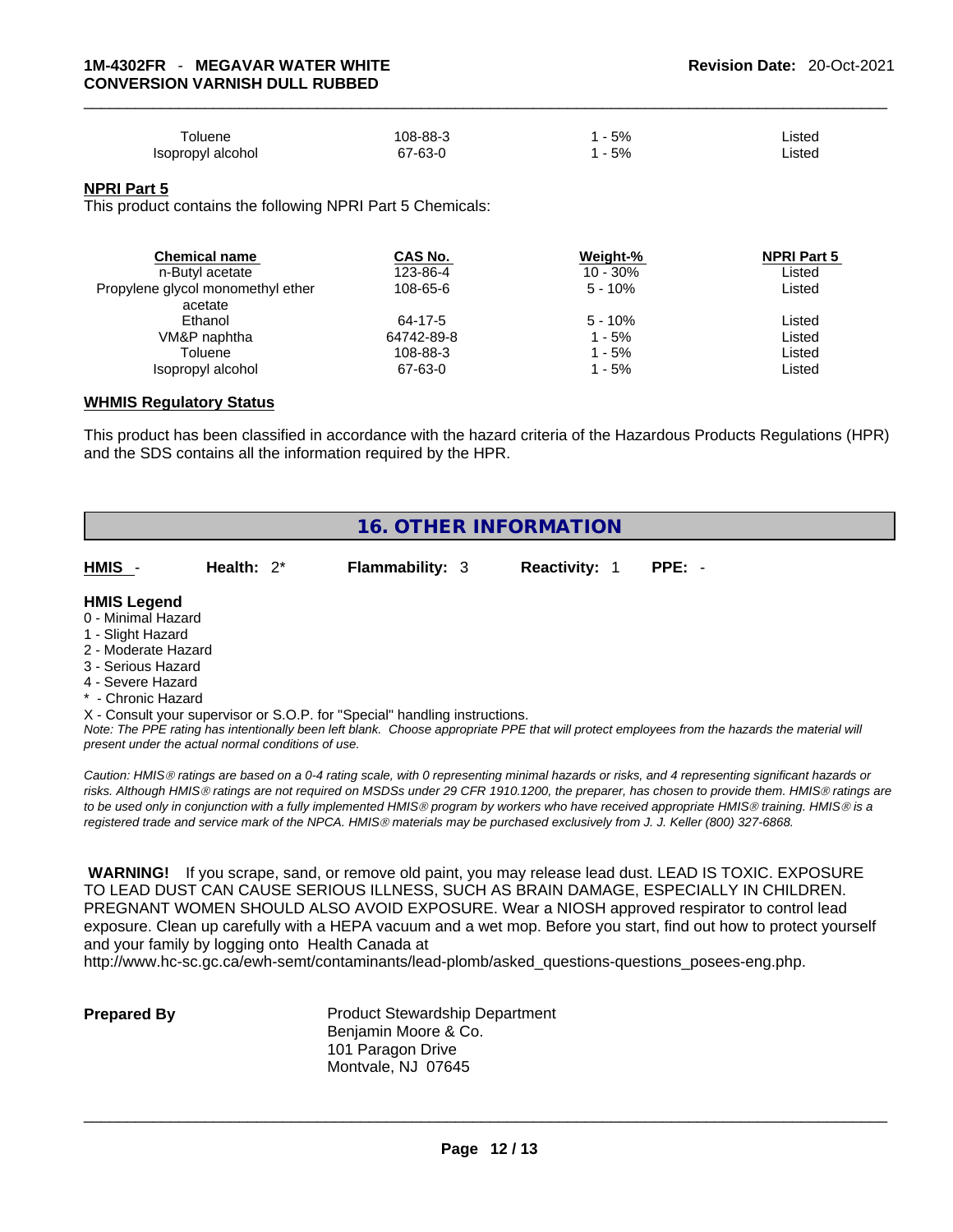| | | | |
|---|---|---|---|
| Toluene | 108-88-3 | 1 - 5% | Listed |
| Isopropyl alcohol | 67-63-0 | 1 - 5% | Listed |

**NPRI Part 5**

This product contains the following NPRI Part 5 Chemicals:

| Chemical name | CAS No. | Weight-% | NPRI Part 5 |
|---|---|---|---|
| n-Butyl acetate | 123-86-4 | 10 - 30% | Listed |
| Propylene glycol monomethyl ether acetate | 108-65-6 | 5 - 10% | Listed |
| Ethanol | 64-17-5 | 5 - 10% | Listed |
| VM&P naphtha | 64742-89-8 | 1 - 5% | Listed |
| Toluene | 108-88-3 | 1 - 5% | Listed |
| Isopropyl alcohol | 67-63-0 | 1 - 5% | Listed |

**WHMIS Regulatory Status**

This product has been classified in accordance with the hazard criteria of the Hazardous Products Regulations (HPR) and the SDS contains all the information required by the HPR.

## 16. OTHER INFORMATION

**HMIS** - **Health:** 2* **Flammability:** 3 **Reactivity:** 1 **PPE:** -

**HMIS Legend**
0 - Minimal Hazard
1 - Slight Hazard
2 - Moderate Hazard
3 - Serious Hazard
4 - Severe Hazard
* - Chronic Hazard
X - Consult your supervisor or S.O.P. for "Special" handling instructions.

*Note: The PPE rating has intentionally been left blank. Choose appropriate PPE that will protect employees from the hazards the material will present under the actual normal conditions of use.*

*Caution: HMIS® ratings are based on a 0-4 rating scale, with 0 representing minimal hazards or risks, and 4 representing significant hazards or risks. Although HMIS® ratings are not required on MSDSs under 29 CFR 1910.1200, the preparer, has chosen to provide them. HMIS® ratings are to be used only in conjunction with a fully implemented HMIS® program by workers who have received appropriate HMIS® training. HMIS® is a registered trade and service mark of the NPCA. HMIS® materials may be purchased exclusively from J. J. Keller (800) 327-6868.*

**WARNING!** If you scrape, sand, or remove old paint, you may release lead dust. LEAD IS TOXIC. EXPOSURE TO LEAD DUST CAN CAUSE SERIOUS ILLNESS, SUCH AS BRAIN DAMAGE, ESPECIALLY IN CHILDREN. PREGNANT WOMEN SHOULD ALSO AVOID EXPOSURE. Wear a NIOSH approved respirator to control lead exposure. Clean up carefully with a HEPA vacuum and a wet mop. Before you start, find out how to protect yourself and your family by logging onto Health Canada at http://www.hc-sc.gc.ca/ewh-semt/contaminants/lead-plomb/asked_questions-questions_posees-eng.php.

**Prepared By**

Product Stewardship Department
Benjamin Moore & Co.
101 Paragon Drive
Montvale, NJ 07645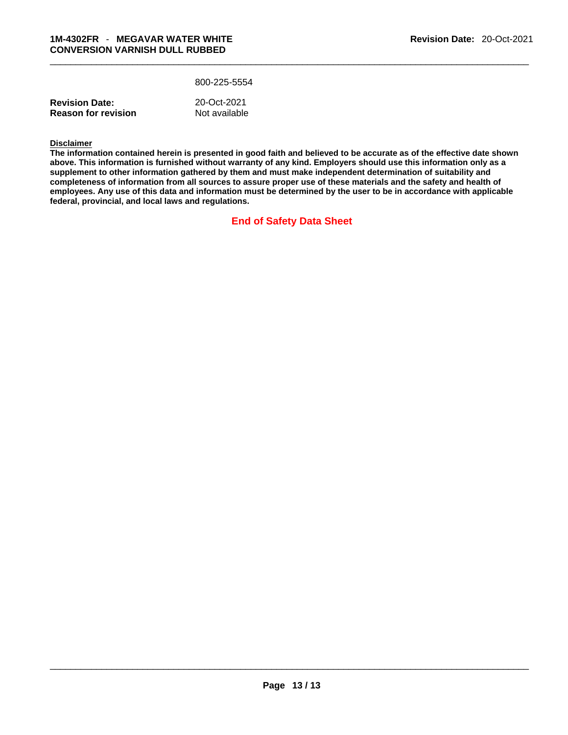800-225-5554

| | |
|---|---|
| **Revision Date:** | 20-Oct-2021 |
| **Reason for revision** | Not available |

**Disclaimer**

**The information contained herein is presented in good faith and believed to be accurate as of the effective date shown above. This information is furnished without warranty of any kind. Employers should use this information only as a supplement to other information gathered by them and must make independent determination of suitability and completeness of information from all sources to assure proper use of these materials and the safety and health of employees. Any use of this data and information must be determined by the user to be in accordance with applicable federal, provincial, and local laws and regulations.**

**End of Safety Data Sheet**